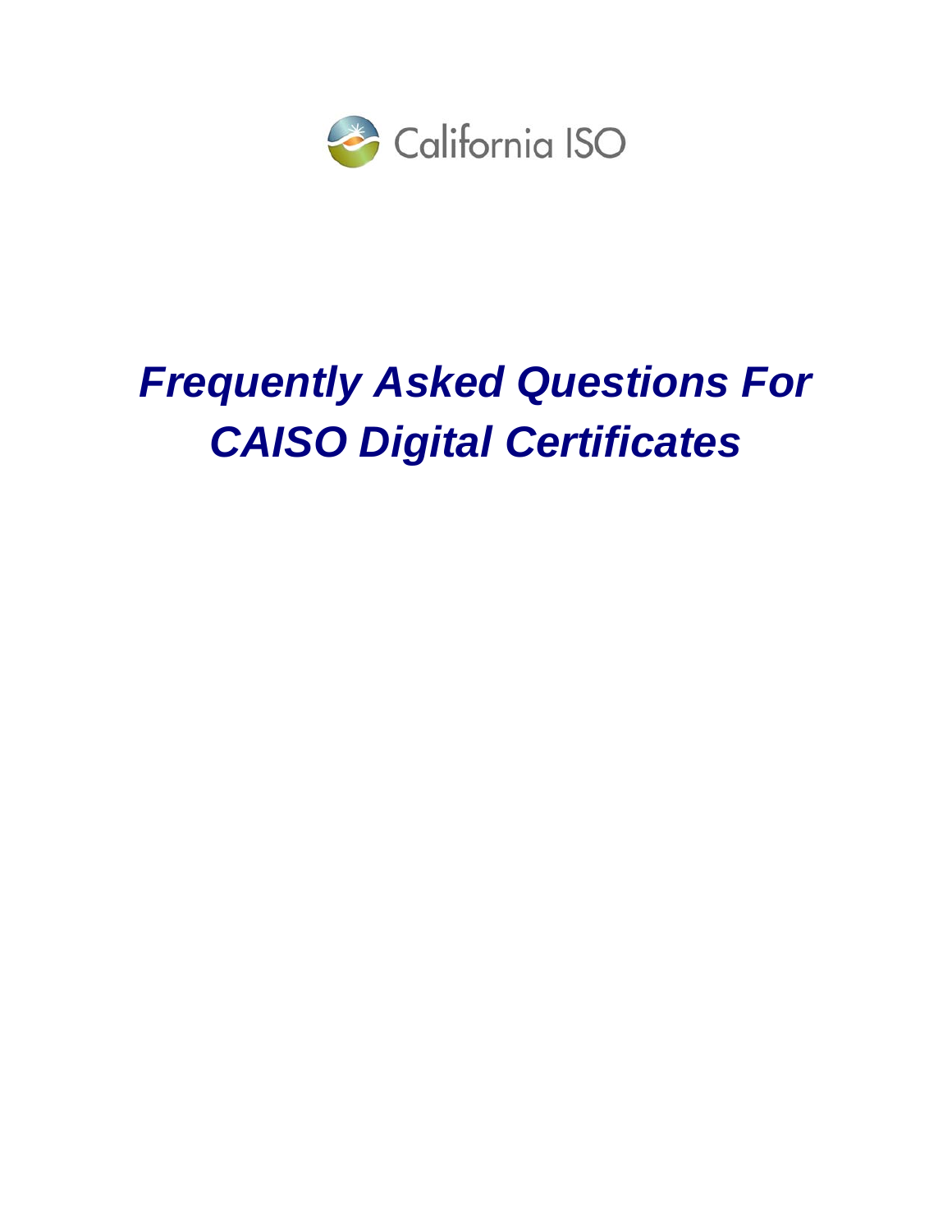California ISO

# *Frequently Asked Questions For CAISO Digital Certificates*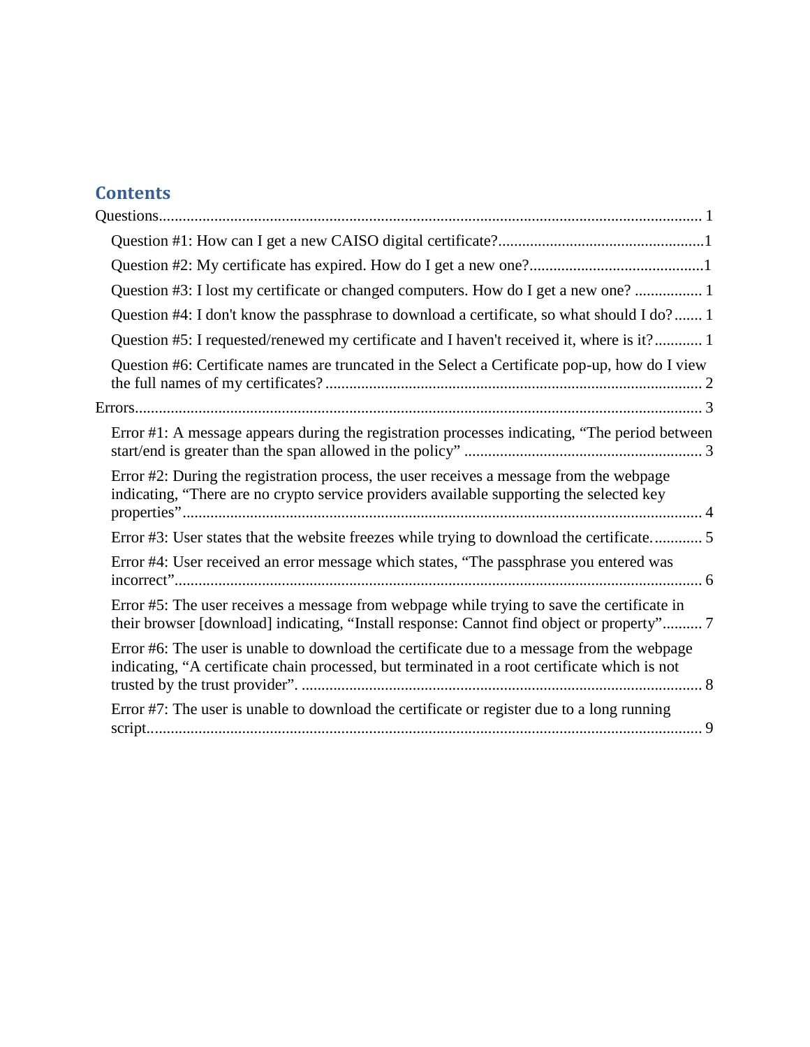## Contents

- Questions ........ 1
  - Question #1: How can I get a new CAISO digital certificate? ........ 1
  - Question #2: My certificate has expired. How do I get a new one? ........ 1
  - Question #3: I lost my certificate or changed computers. How do I get a new one? ........ 1
  - Question #4: I don't know the passphrase to download a certificate, so what should I do? ........ 1
  - Question #5: I requested/renewed my certificate and I haven't received it, where is it? ........ 1
  - Question #6: Certificate names are truncated in the Select a Certificate pop-up, how do I view the full names of my certificates? ........ 2
- Errors ........ 3
  - Error #1: A message appears during the registration processes indicating, “The period between start/end is greater than the span allowed in the policy” ........ 3
  - Error #2: During the registration process, the user receives a message from the webpage indicating, “There are no crypto service providers available supporting the selected key properties” ........ 4
  - Error #3: User states that the website freezes while trying to download the certificate. ........ 5
  - Error #4: User received an error message which states, “The passphrase you entered was incorrect” ........ 6
  - Error #5: The user receives a message from webpage while trying to save the certificate in their browser [download] indicating, “Install response: Cannot find object or property” ........ 7
  - Error #6: The user is unable to download the certificate due to a message from the webpage indicating, “A certificate chain processed, but terminated in a root certificate which is not trusted by the trust provider”. ........ 8
  - Error #7: The user is unable to download the certificate or register due to a long running script. ........ 9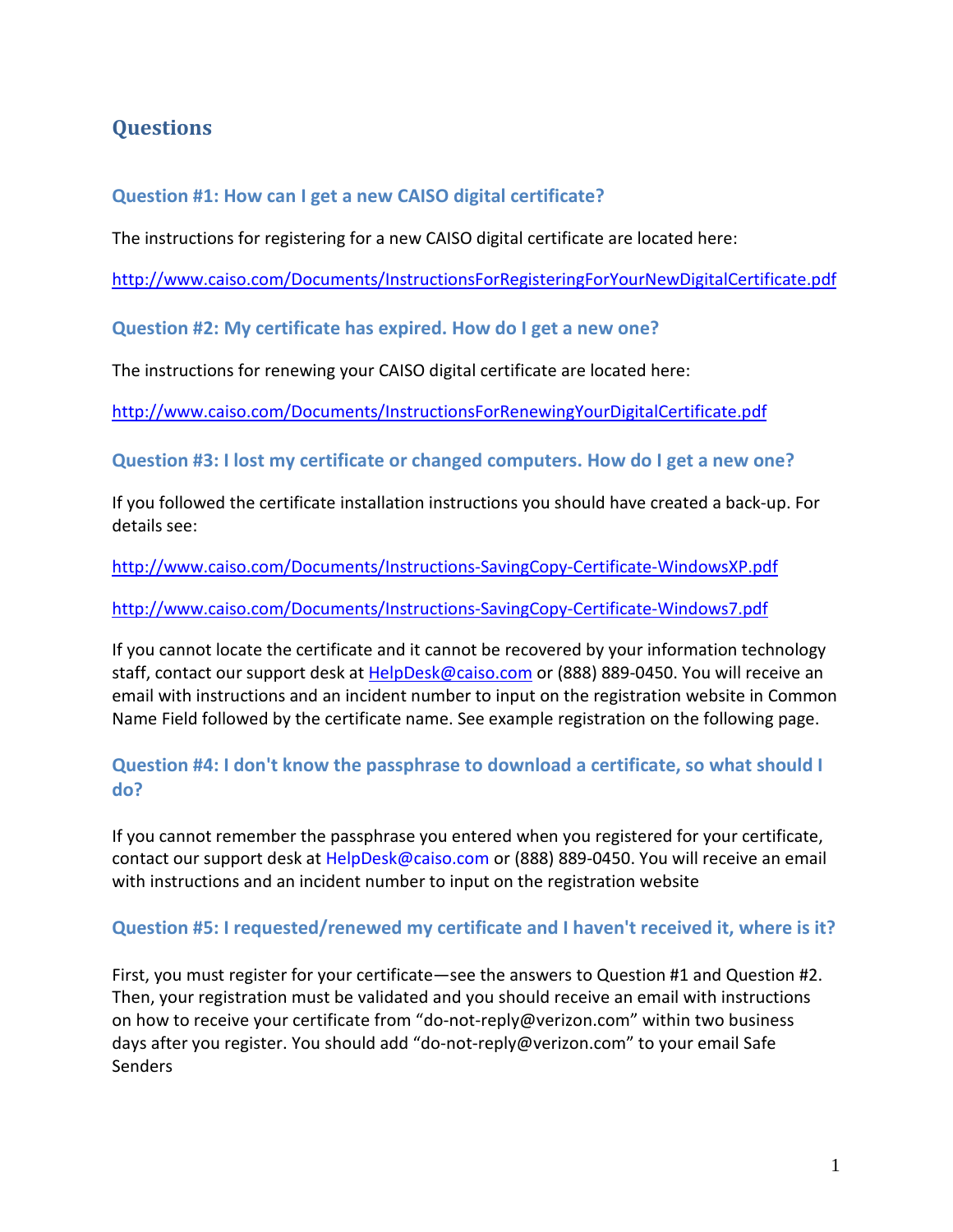## Questions

### Question #1: How can I get a new CAISO digital certificate?

The instructions for registering for a new CAISO digital certificate are located here:

http://www.caiso.com/Documents/InstructionsForRegisteringForYourNewDigitalCertificate.pdf

### Question #2: My certificate has expired. How do I get a new one?

The instructions for renewing your CAISO digital certificate are located here:

http://www.caiso.com/Documents/InstructionsForRenewingYourDigitalCertificate.pdf

### Question #3: I lost my certificate or changed computers. How do I get a new one?

If you followed the certificate installation instructions you should have created a back-up. For details see:

http://www.caiso.com/Documents/Instructions-SavingCopy-Certificate-WindowsXP.pdf

http://www.caiso.com/Documents/Instructions-SavingCopy-Certificate-Windows7.pdf

If you cannot locate the certificate and it cannot be recovered by your information technology staff, contact our support desk at HelpDesk@caiso.com or (888) 889-0450. You will receive an email with instructions and an incident number to input on the registration website in Common Name Field followed by the certificate name. See example registration on the following page.

### Question #4: I don't know the passphrase to download a certificate, so what should I do?

If you cannot remember the passphrase you entered when you registered for your certificate, contact our support desk at HelpDesk@caiso.com or (888) 889-0450. You will receive an email with instructions and an incident number to input on the registration website

### Question #5: I requested/renewed my certificate and I haven't received it, where is it?

First, you must register for your certificate—see the answers to Question #1 and Question #2. Then, your registration must be validated and you should receive an email with instructions on how to receive your certificate from "do-not-reply@verizon.com" within two business days after you register. You should add "do-not-reply@verizon.com" to your email Safe Senders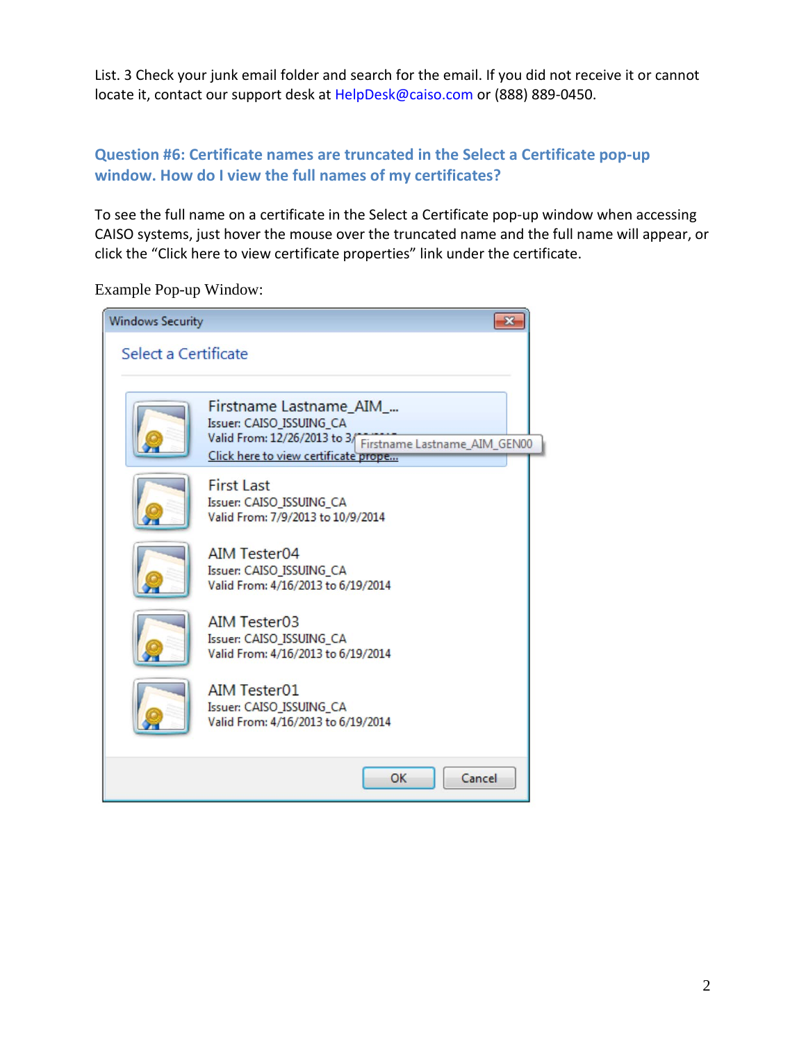List. 3 Check your junk email folder and search for the email. If you did not receive it or cannot locate it, contact our support desk at HelpDesk@caiso.com or (888) 889-0450.

### Question #6: Certificate names are truncated in the Select a Certificate pop-up window. How do I view the full names of my certificates?

To see the full name on a certificate in the Select a Certificate pop-up window when accessing CAISO systems, just hover the mouse over the truncated name and the full name will appear, or click the "Click here to view certificate properties" link under the certificate.

Example Pop-up Window: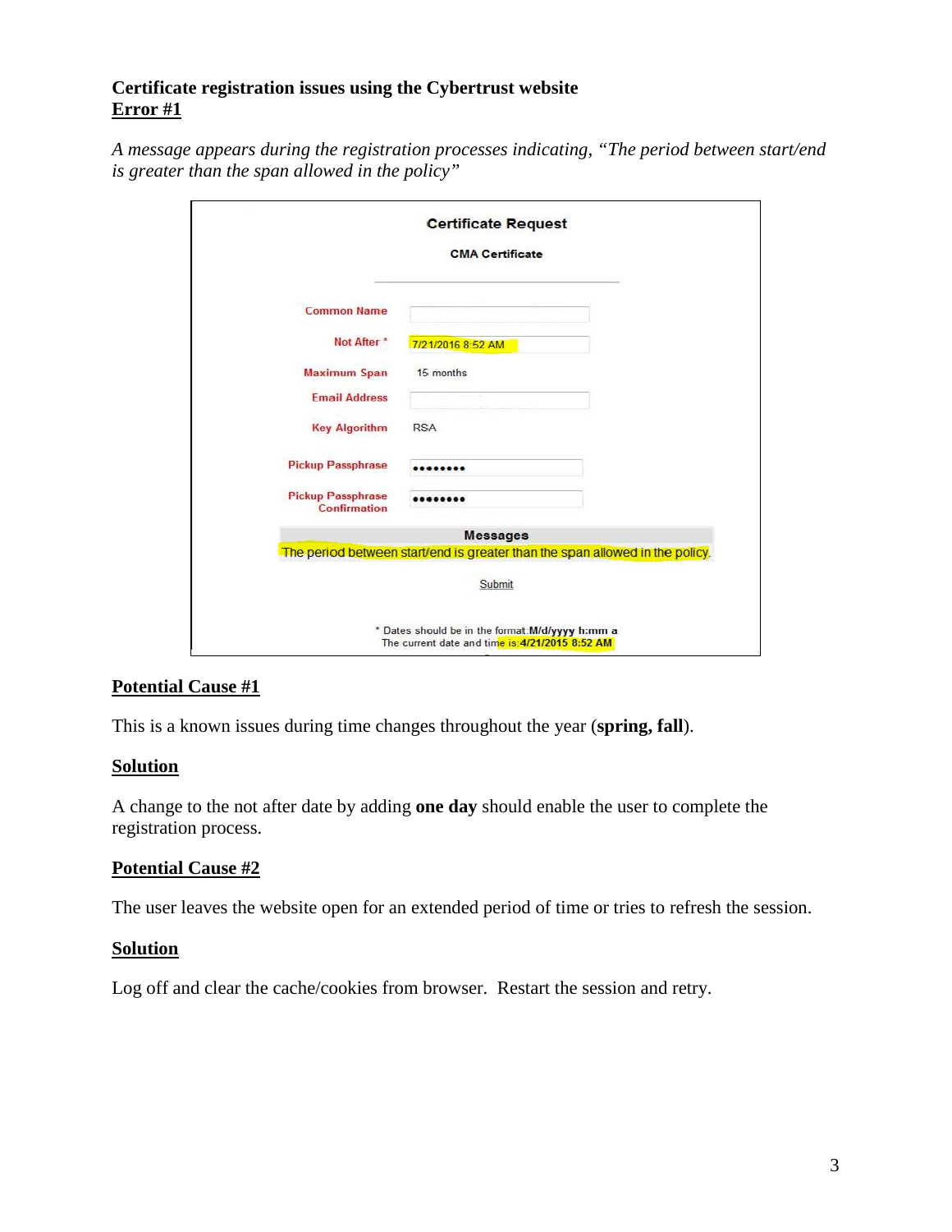**Certificate registration issues using the Cybertrust website**
**Error #1**

*A message appears during the registration processes indicating, "The period between start/end is greater than the span allowed in the policy"*

Certificate Request

CMA Certificate

| | |
|---|---|
| Common Name | |
| Not After * | 7/21/2016 8:52 AM |
| Maximum Span | 15 months |
| Email Address | |
| Key Algorithm | RSA |
| Pickup Passphrase | •••••••• |
| Pickup Passphrase Confirmation | •••••••• |

Messages

The period between start/end is greater than the span allowed in the policy.

Submit

\* Dates should be in the format: **M/d/yyyy h:mm a**
The current date and time is: **4/21/2015 8:52 AM**

**Potential Cause #1**

This is a known issues during time changes throughout the year (**spring, fall**).

**Solution**

A change to the not after date by adding **one day** should enable the user to complete the registration process.

**Potential Cause #2**

The user leaves the website open for an extended period of time or tries to refresh the session.

**Solution**

Log off and clear the cache/cookies from browser. Restart the session and retry.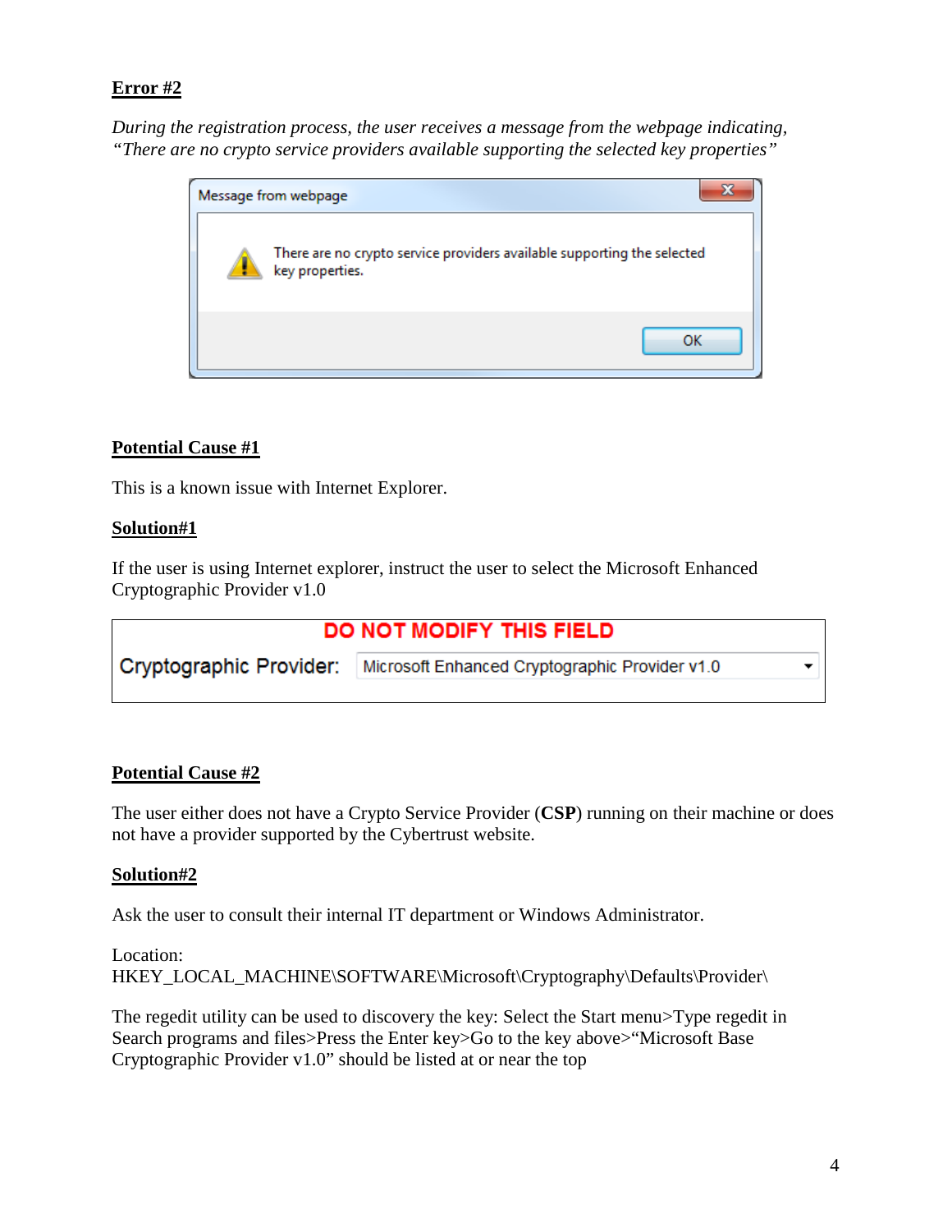**Error #2**

*During the registration process, the user receives a message from the webpage indicating, "There are no crypto service providers available supporting the selected key properties"*

Message from webpage

There are no crypto service providers available supporting the selected key properties.

OK

**Potential Cause #1**

This is a known issue with Internet Explorer.

**Solution#1**

If the user is using Internet explorer, instruct the user to select the Microsoft Enhanced Cryptographic Provider v1.0

DO NOT MODIFY THIS FIELD

Cryptographic Provider: Microsoft Enhanced Cryptographic Provider v1.0

**Potential Cause #2**

The user either does not have a Crypto Service Provider (**CSP**) running on their machine or does not have a provider supported by the Cybertrust website.

**Solution#2**

Ask the user to consult their internal IT department or Windows Administrator.

Location:
HKEY_LOCAL_MACHINE\SOFTWARE\Microsoft\Cryptography\Defaults\Provider\

The regedit utility can be used to discovery the key: Select the Start menu>Type regedit in Search programs and files>Press the Enter key>Go to the key above>"Microsoft Base Cryptographic Provider v1.0" should be listed at or near the top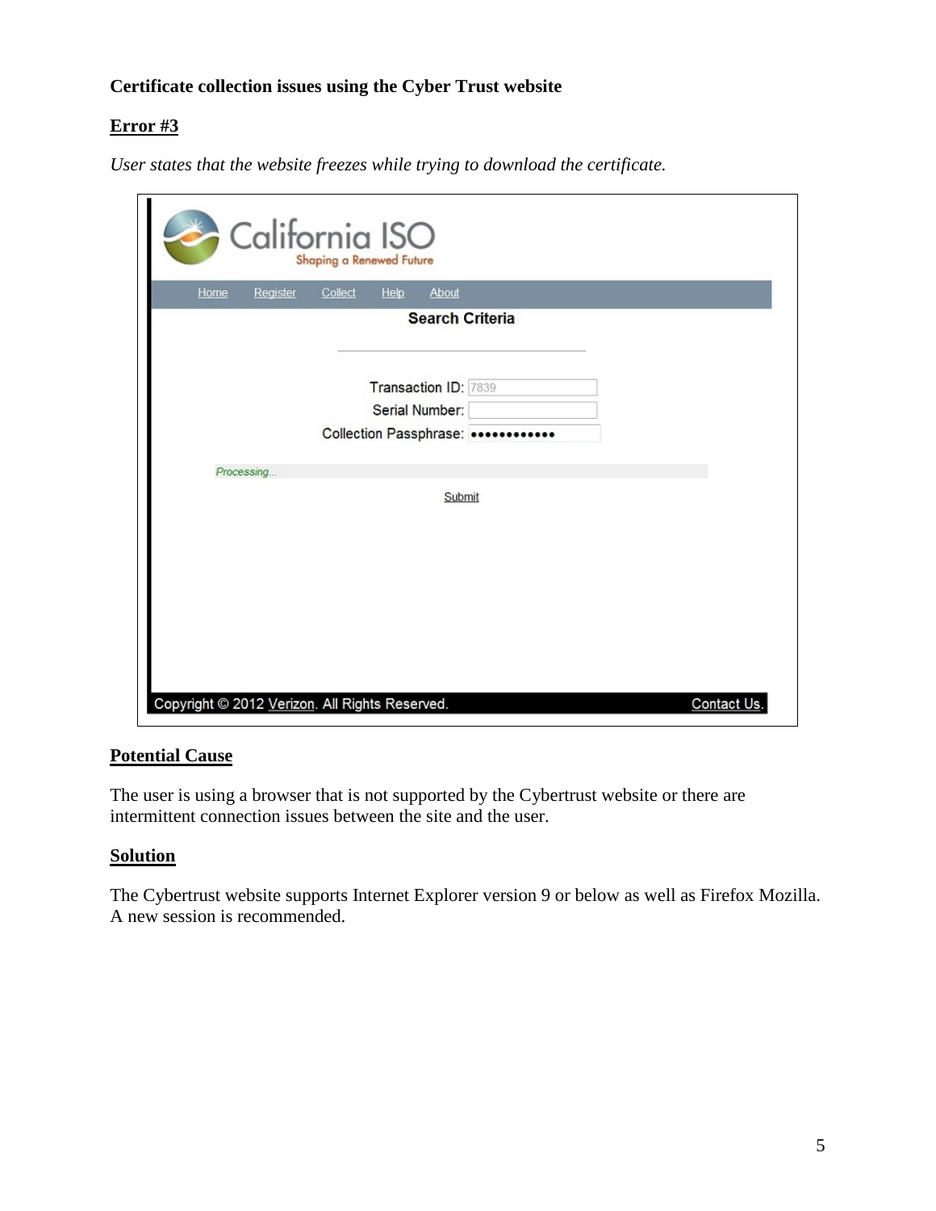**Certificate collection issues using the Cyber Trust website**

**Error #3**

*User states that the website freezes while trying to download the certificate.*

**Potential Cause**

The user is using a browser that is not supported by the Cybertrust website or there are intermittent connection issues between the site and the user.

**Solution**

The Cybertrust website supports Internet Explorer version 9 or below as well as Firefox Mozilla. A new session is recommended.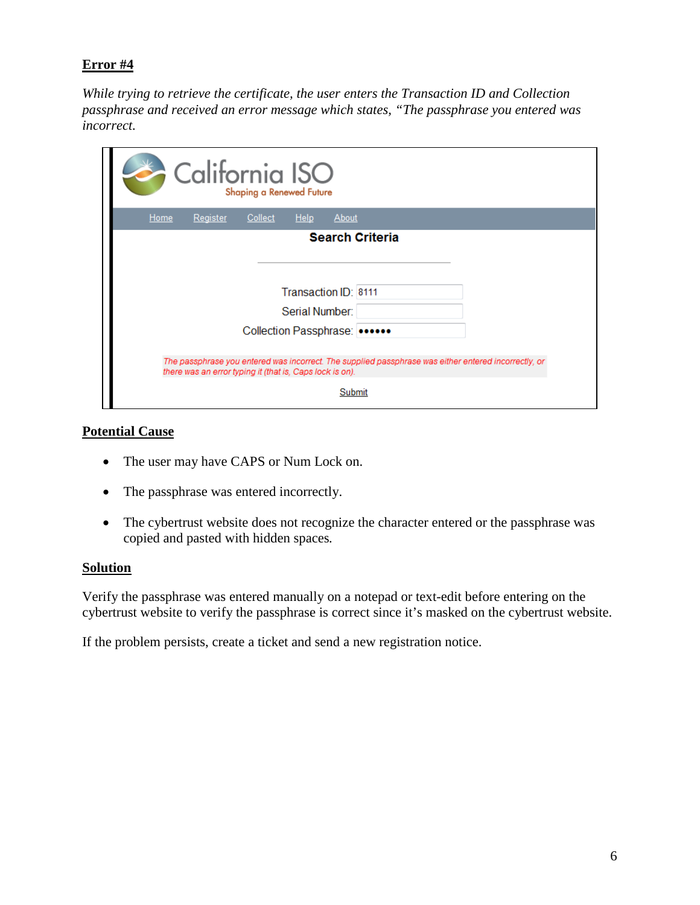**Error #4**

*While trying to retrieve the certificate, the user enters the Transaction ID and Collection passphrase and received an error message which states, "The passphrase you entered was incorrect.*

**Potential Cause**

- The user may have CAPS or Num Lock on.
- The passphrase was entered incorrectly.
- The cybertrust website does not recognize the character entered or the passphrase was copied and pasted with hidden spaces.

**Solution**

Verify the passphrase was entered manually on a notepad or text-edit before entering on the cybertrust website to verify the passphrase is correct since it's masked on the cybertrust website.

If the problem persists, create a ticket and send a new registration notice.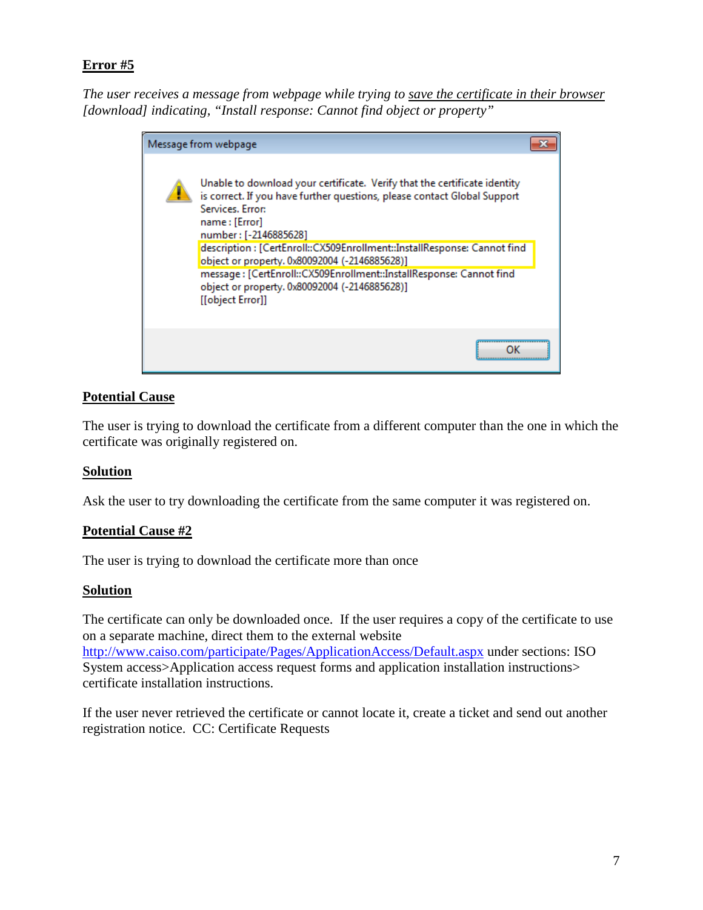**Error #5**

*The user receives a message from webpage while trying to save the certificate in their browser [download] indicating, "Install response: Cannot find object or property"*

```
Message from webpage

Unable to download your certificate. Verify that the certificate identity
is correct. If you have further questions, please contact Global Support
Services. Error:
name : [Error]
number : [-2146885628]
description : [CertEnroll::CX509Enrollment::InstallResponse: Cannot find
object or property. 0x80092004 (-2146885628)]
message : [CertEnroll::CX509Enrollment::InstallResponse: Cannot find
object or property. 0x80092004 (-2146885628)]
[[object Error]]

OK
```

**Potential Cause**

The user is trying to download the certificate from a different computer than the one in which the certificate was originally registered on.

**Solution**

Ask the user to try downloading the certificate from the same computer it was registered on.

**Potential Cause #2**

The user is trying to download the certificate more than once

**Solution**

The certificate can only be downloaded once. If the user requires a copy of the certificate to use on a separate machine, direct them to the external website http://www.caiso.com/participate/Pages/ApplicationAccess/Default.aspx under sections: ISO System access>Application access request forms and application installation instructions> certificate installation instructions.

If the user never retrieved the certificate or cannot locate it, create a ticket and send out another registration notice. CC: Certificate Requests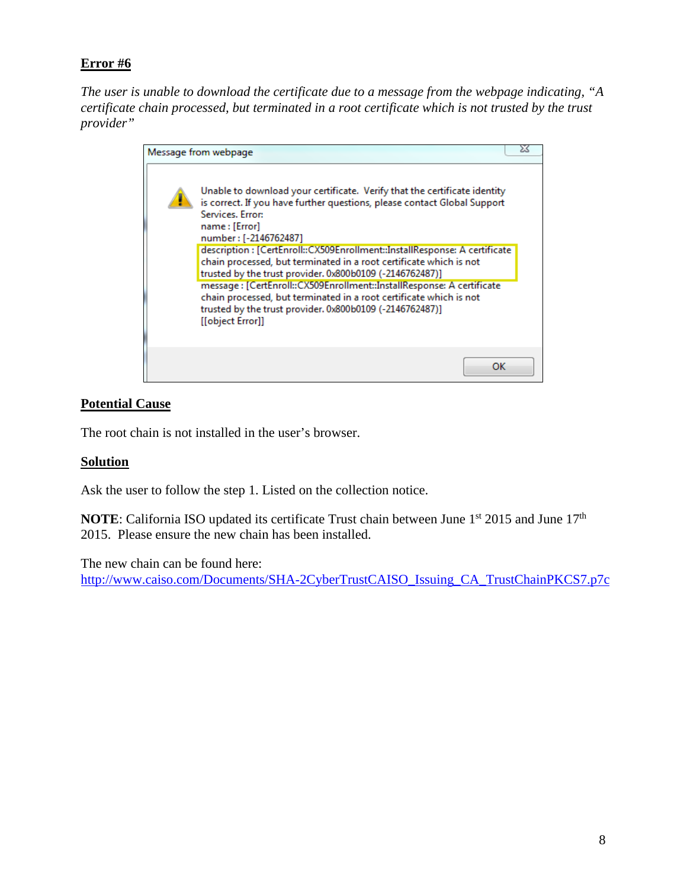**Error #6**

*The user is unable to download the certificate due to a message from the webpage indicating, "A certificate chain processed, but terminated in a root certificate which is not trusted by the trust provider"*

Message from webpage

Unable to download your certificate. Verify that the certificate identity is correct. If you have further questions, please contact Global Support Services. Error:
name : [Error]
number : [-2146762487]
description : [CertEnroll::CX509Enrollment::InstallResponse: A certificate chain processed, but terminated in a root certificate which is not trusted by the trust provider. 0x800b0109 (-2146762487)]
message : [CertEnroll::CX509Enrollment::InstallResponse: A certificate chain processed, but terminated in a root certificate which is not trusted by the trust provider. 0x800b0109 (-2146762487)]
[[object Error]]

OK

**Potential Cause**

The root chain is not installed in the user's browser.

**Solution**

Ask the user to follow the step 1. Listed on the collection notice.

**NOTE**: California ISO updated its certificate Trust chain between June 1st 2015 and June 17th 2015. Please ensure the new chain has been installed.

The new chain can be found here:
http://www.caiso.com/Documents/SHA-2CyberTrustCAISO_Issuing_CA_TrustChainPKCS7.p7c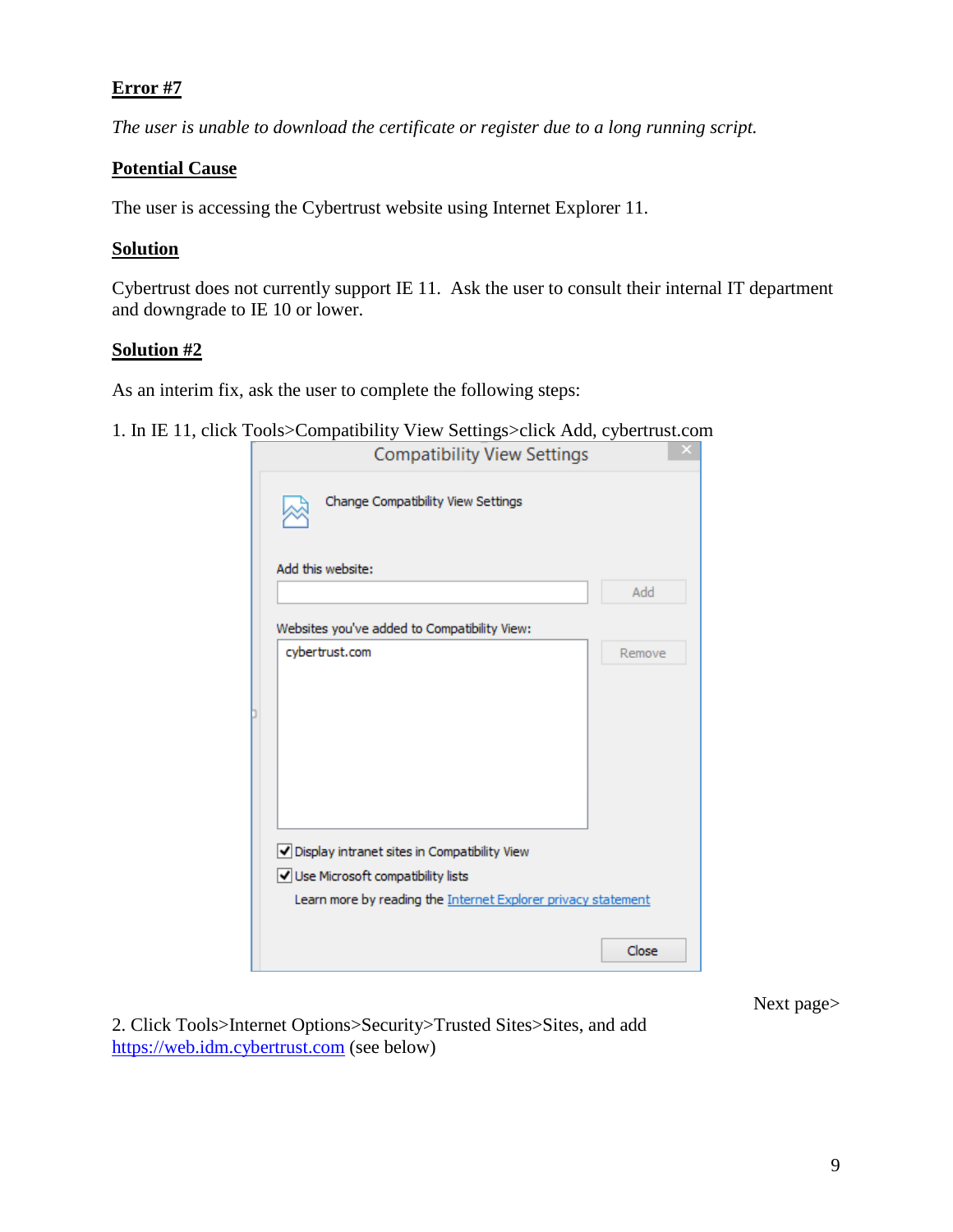**Error #7**

*The user is unable to download the certificate or register due to a long running script.*

**Potential Cause**

The user is accessing the Cybertrust website using Internet Explorer 11.

**Solution**

Cybertrust does not currently support IE 11. Ask the user to consult their internal IT department and downgrade to IE 10 or lower.

**Solution #2**

As an interim fix, ask the user to complete the following steps:

1. In IE 11, click Tools>Compatibility View Settings>click Add, cybertrust.com

Next page>

2. Click Tools>Internet Options>Security>Trusted Sites>Sites, and add [https://web.idm.cybertrust.com](https://web.idm.cybertrust.com) (see below)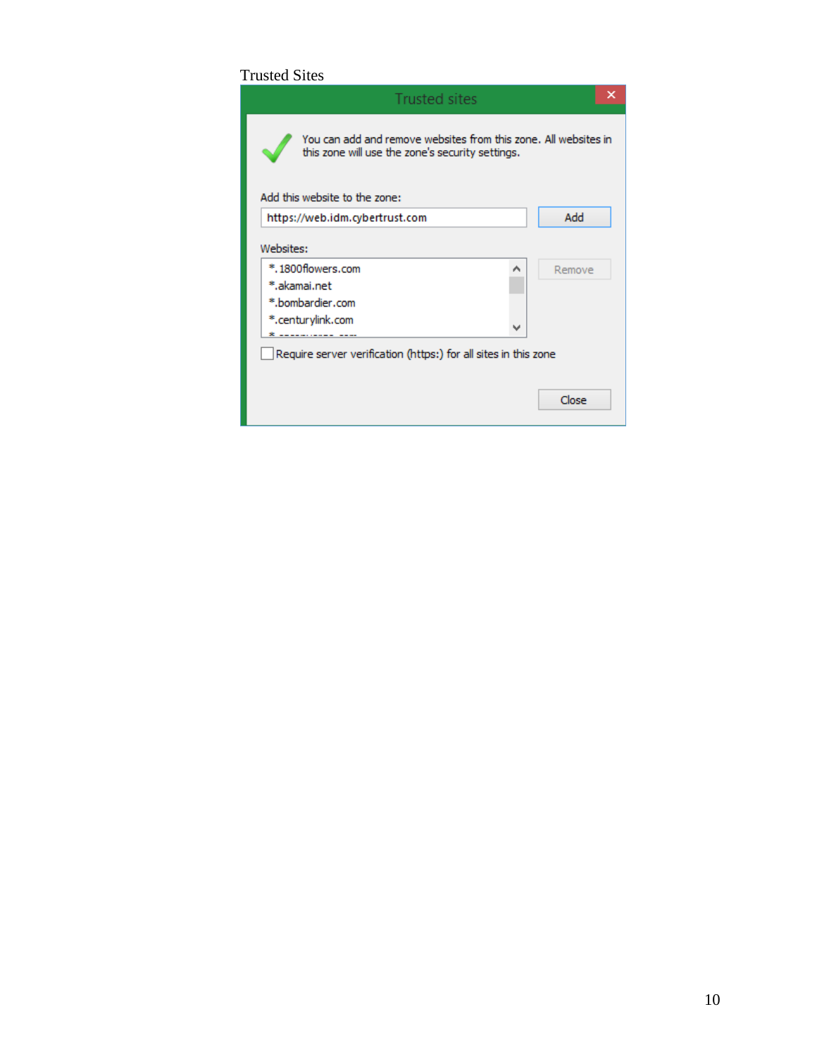Trusted Sites

Trusted sites

You can add and remove websites from this zone. All websites in this zone will use the zone's security settings.

Add this website to the zone:

https://web.idm.cybertrust.com

Add

Websites:

*.1800flowers.com
*.akamai.net
*.bombardier.com
*.centurylink.com

Remove

Require server verification (https:) for all sites in this zone

Close